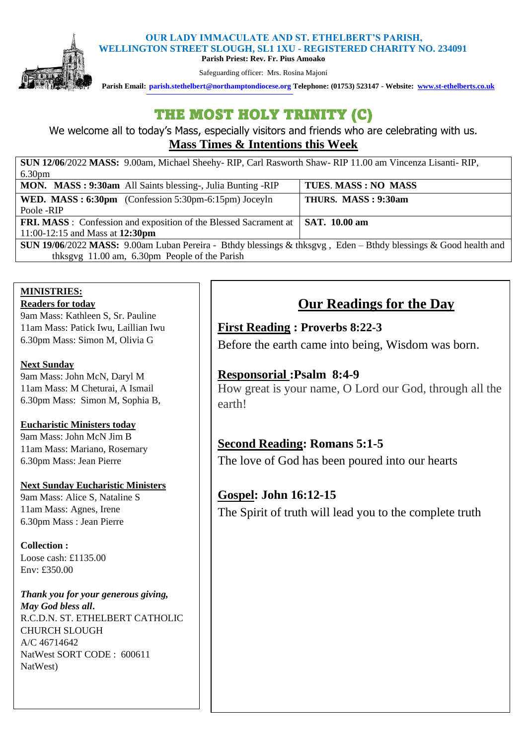**OUR LADY IMMACULATE AND ST. ETHELBERT'S PARISH,**
**WELLINGTON STREET SLOUGH, SL1 1XU - REGISTERED CHARITY NO. 234091**
**Parish Priest: Rev. Fr. Pius Amoako**

Safeguarding officer: Mrs. Rosina Majoni

**Parish Email: parish.stethelbert@northamptondiocese.org Telephone: (01753) 523147 - Website: www.st-ethelberts.co.uk**

# THE MOST HOLY TRINITY (C)

We welcome all to today's Mass, especially visitors and friends who are celebrating with us.

## Mass Times & Intentions this Week

| | |
|---|---|
| **SUN 12/06**/2022 **MASS:** 9.00am, Michael Sheehy- RIP, Carl Rasworth Shaw- RIP 11.00 am Vincenza Lisanti- RIP, 6.30pm | |
| **MON. MASS : 9:30am** All Saints blessing-, Julia Bunting -RIP | **TUES. MASS : NO MASS** |
| **WED. MASS : 6:30pm** (Confession 5:30pm-6:15pm) Joceyln Poole -RIP | **THURS. MASS : 9:30am** |
| **FRI. MASS** : Confession and exposition of the Blessed Sacrament at 11:00-12:15 and Mass at **12:30pm** | **SAT. 10.00 am** |
| **SUN 19/06**/2022 **MASS:** 9.00am Luban Pereira - Bthdy blessings & thksgvg , Eden – Bthdy blessings & Good health and thksgvg 11.00 am, 6.30pm People of the Parish | |

**MINISTRIES:**

**Readers for today**
9am Mass: Kathleen S, Sr. Pauline
11am Mass: Patick Iwu, Laillian Iwu
6.30pm Mass: Simon M, Olivia G

**Next Sunday**
9am Mass: John McN, Daryl M
11am Mass: M Cheturai, A Ismail
6.30pm Mass: Simon M, Sophia B,

**Eucharistic Ministers today**
9am Mass: John McN Jim B
11am Mass: Mariano, Rosemary
6.30pm Mass: Jean Pierre

**Next Sunday Eucharistic Ministers**
9am Mass: Alice S, Nataline S
11am Mass: Agnes, Irene
6.30pm Mass : Jean Pierre

**Collection :**
Loose cash: £1135.00
Env: £350.00

***Thank you for your generous giving, May God bless all.***
R.C.D.N. ST. ETHELBERT CATHOLIC CHURCH SLOUGH
A/C 46714642
NatWest SORT CODE : 600611
NatWest)

## Our Readings for the Day

**First Reading : Proverbs 8:22-3**
Before the earth came into being, Wisdom was born.

**Responsorial :Psalm 8:4-9**
How great is your name, O Lord our God, through all the earth!

**Second Reading: Romans 5:1-5**
The love of God has been poured into our hearts

**Gospel: John 16:12-15**
The Spirit of truth will lead you to the complete truth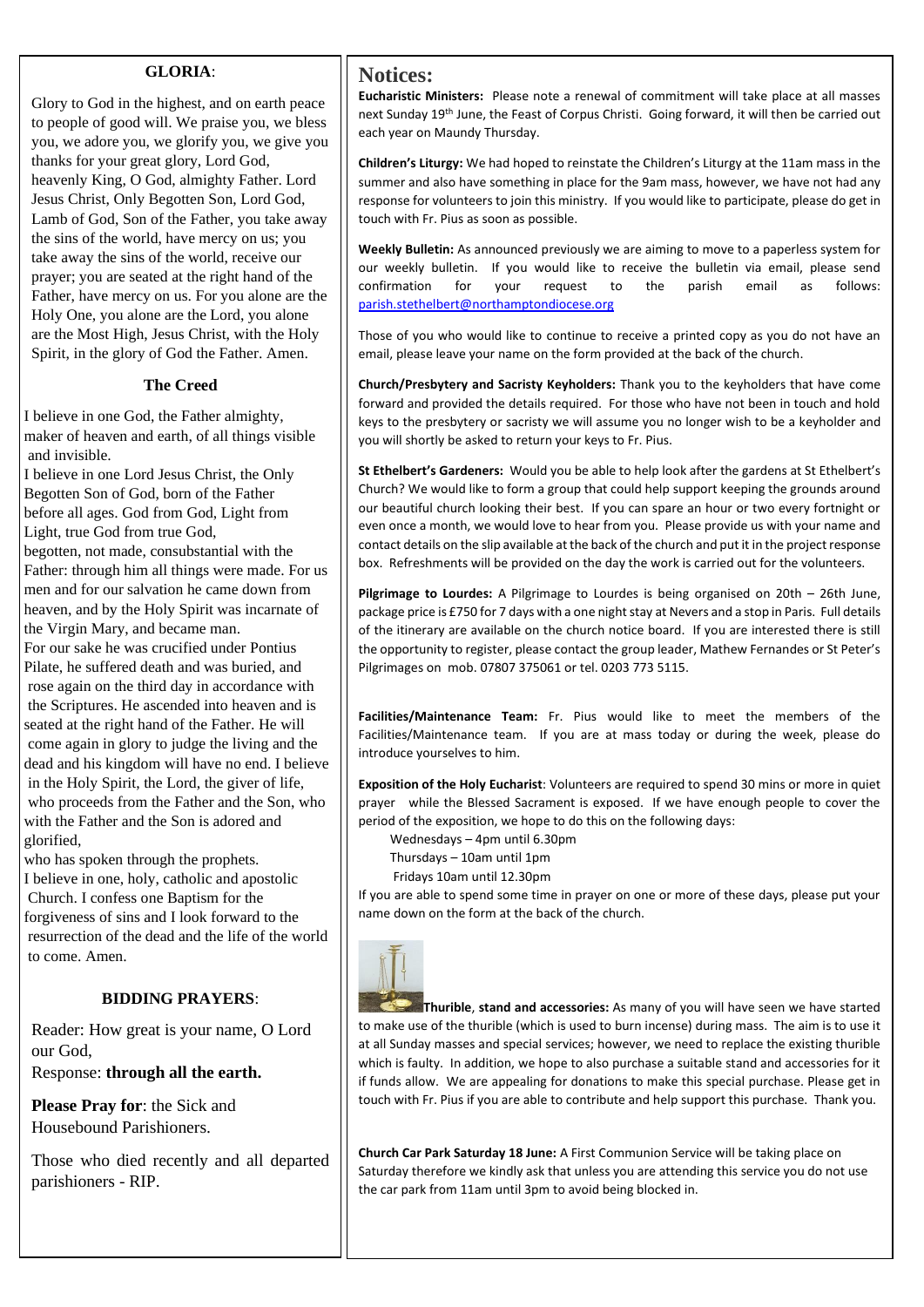## GLORIA:

Glory to God in the highest, and on earth peace to people of good will. We praise you, we bless you, we adore you, we glorify you, we give you thanks for your great glory, Lord God, heavenly King, O God, almighty Father. Lord Jesus Christ, Only Begotten Son, Lord God, Lamb of God, Son of the Father, you take away the sins of the world, have mercy on us; you take away the sins of the world, receive our prayer; you are seated at the right hand of the Father, have mercy on us. For you alone are the Holy One, you alone are the Lord, you alone are the Most High, Jesus Christ, with the Holy Spirit, in the glory of God the Father. Amen.

## The Creed

I believe in one God, the Father almighty, maker of heaven and earth, of all things visible and invisible.

I believe in one Lord Jesus Christ, the Only Begotten Son of God, born of the Father before all ages. God from God, Light from Light, true God from true God, begotten, not made, consubstantial with the Father: through him all things were made. For us men and for our salvation he came down from heaven, and by the Holy Spirit was incarnate of the Virgin Mary, and became man.

For our sake he was crucified under Pontius Pilate, he suffered death and was buried, and rose again on the third day in accordance with the Scriptures. He ascended into heaven and is seated at the right hand of the Father. He will come again in glory to judge the living and the dead and his kingdom will have no end. I believe in the Holy Spirit, the Lord, the giver of life, who proceeds from the Father and the Son, who with the Father and the Son is adored and glorified, who has spoken through the prophets.

I believe in one, holy, catholic and apostolic Church. I confess one Baptism for the forgiveness of sins and I look forward to the resurrection of the dead and the life of the world to come. Amen.

## BIDDING PRAYERS:

Reader: How great is your name, O Lord our God,

Response: **through all the earth.**

**Please Pray for**: the Sick and Housebound Parishioners.

Those who died recently and all departed parishioners - RIP.

# Notices:

**Eucharistic Ministers:** Please note a renewal of commitment will take place at all masses next Sunday 19th June, the Feast of Corpus Christi. Going forward, it will then be carried out each year on Maundy Thursday.

**Children's Liturgy:** We had hoped to reinstate the Children's Liturgy at the 11am mass in the summer and also have something in place for the 9am mass, however, we have not had any response for volunteers to join this ministry. If you would like to participate, please do get in touch with Fr. Pius as soon as possible.

**Weekly Bulletin:** As announced previously we are aiming to move to a paperless system for our weekly bulletin. If you would like to receive the bulletin via email, please send confirmation for your request to the parish email as follows: parish.stethelbert@northamptondiocese.org

Those of you who would like to continue to receive a printed copy as you do not have an email, please leave your name on the form provided at the back of the church.

**Church/Presbytery and Sacristy Keyholders:** Thank you to the keyholders that have come forward and provided the details required. For those who have not been in touch and hold keys to the presbytery or sacristy we will assume you no longer wish to be a keyholder and you will shortly be asked to return your keys to Fr. Pius.

**St Ethelbert's Gardeners:** Would you be able to help look after the gardens at St Ethelbert's Church? We would like to form a group that could help support keeping the grounds around our beautiful church looking their best. If you can spare an hour or two every fortnight or even once a month, we would love to hear from you. Please provide us with your name and contact details on the slip available at the back of the church and put it in the project response box. Refreshments will be provided on the day the work is carried out for the volunteers.

**Pilgrimage to Lourdes:** A Pilgrimage to Lourdes is being organised on 20th – 26th June, package price is £750 for 7 days with a one night stay at Nevers and a stop in Paris. Full details of the itinerary are available on the church notice board. If you are interested there is still the opportunity to register, please contact the group leader, Mathew Fernandes or St Peter's Pilgrimages on mob. 07807 375061 or tel. 0203 773 5115.

**Facilities/Maintenance Team:** Fr. Pius would like to meet the members of the Facilities/Maintenance team. If you are at mass today or during the week, please do introduce yourselves to him.

**Exposition of the Holy Eucharist**: Volunteers are required to spend 30 mins or more in quiet prayer while the Blessed Sacrament is exposed. If we have enough people to cover the period of the exposition, we hope to do this on the following days:

Wednesdays – 4pm until 6.30pm
Thursdays – 10am until 1pm
Fridays 10am until 12.30pm

If you are able to spend some time in prayer on one or more of these days, please put your name down on the form at the back of the church.

**Thurible**, **stand and accessories:** As many of you will have seen we have started to make use of the thurible (which is used to burn incense) during mass. The aim is to use it at all Sunday masses and special services; however, we need to replace the existing thurible which is faulty. In addition, we hope to also purchase a suitable stand and accessories for it if funds allow. We are appealing for donations to make this special purchase. Please get in touch with Fr. Pius if you are able to contribute and help support this purchase. Thank you.

**Church Car Park Saturday 18 June:** A First Communion Service will be taking place on Saturday therefore we kindly ask that unless you are attending this service you do not use the car park from 11am until 3pm to avoid being blocked in.